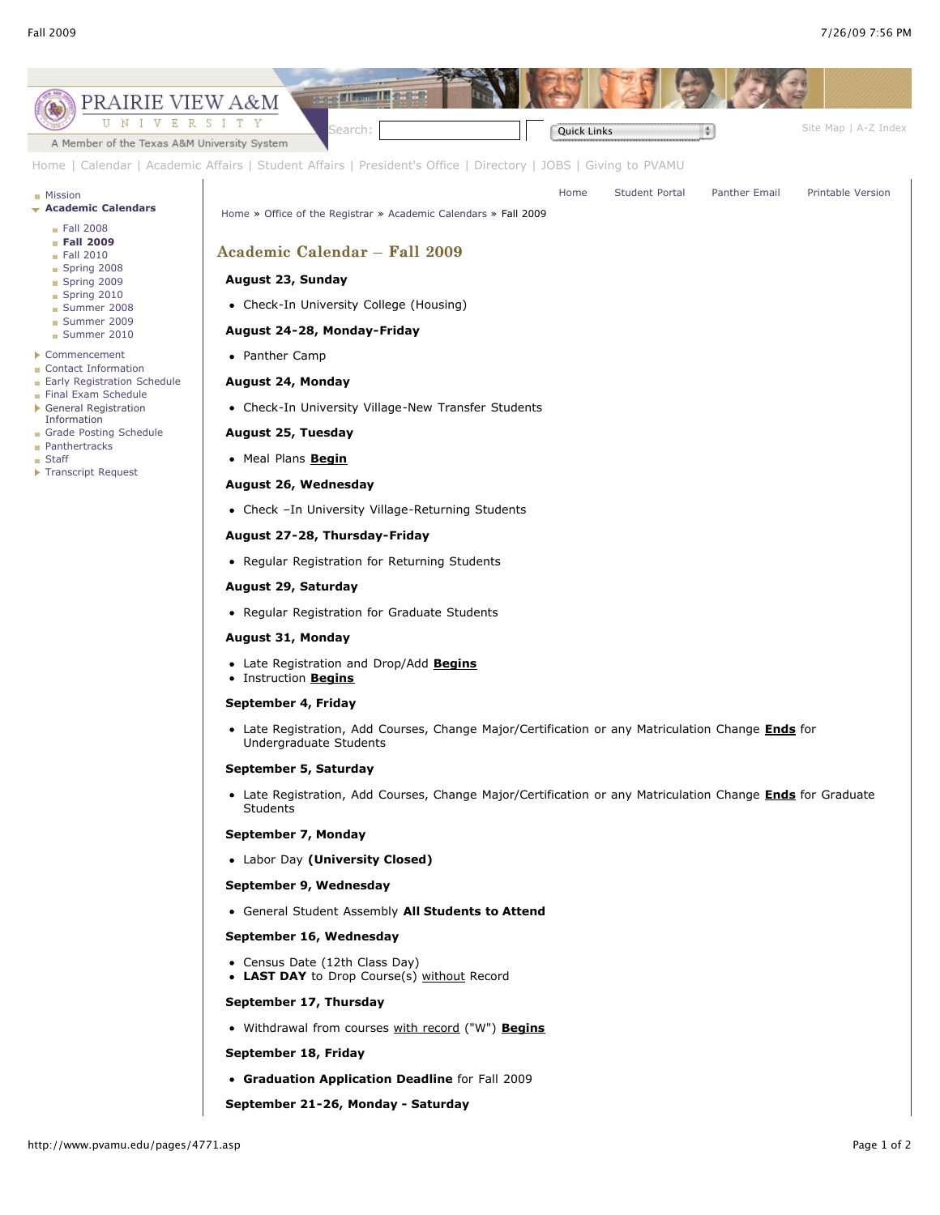PRAIRIE VIEW A&M UNIVERSITY

A Member of the Texas A&M University System

Search: Quick Links

Site Map | A-Z Index

Home | Calendar | Academic Affairs | Student Affairs | President's Office | Directory | JOBS | Giving to PVAMU

- Mission
- **Academic Calendars**
  - Fall 2008
  - **Fall 2009**
  - Fall 2010
  - Spring 2008
  - Spring 2009
  - Spring 2010
  - Summer 2008
  - Summer 2009
  - Summer 2010
- Commencement
- Contact Information
- Early Registration Schedule
- Final Exam Schedule
- General Registration Information
- Grade Posting Schedule
- Panthertracks
- Staff
- Transcript Request

Home | Student Portal | Panther Email | Printable Version

Home » Office of the Registrar » Academic Calendars » Fall 2009

## Academic Calendar – Fall 2009

**August 23, Sunday**

- Check-In University College (Housing)

**August 24-28, Monday-Friday**

- Panther Camp

**August 24, Monday**

- Check-In University Village-New Transfer Students

**August 25, Tuesday**

- Meal Plans **Begin**

**August 26, Wednesday**

- Check –In University Village-Returning Students

**August 27-28, Thursday-Friday**

- Regular Registration for Returning Students

**August 29, Saturday**

- Regular Registration for Graduate Students

**August 31, Monday**

- Late Registration and Drop/Add **Begins**
- Instruction **Begins**

**September 4, Friday**

- Late Registration, Add Courses, Change Major/Certification or any Matriculation Change **Ends** for Undergraduate Students

**September 5, Saturday**

- Late Registration, Add Courses, Change Major/Certification or any Matriculation Change **Ends** for Graduate Students

**September 7, Monday**

- Labor Day **(University Closed)**

**September 9, Wednesday**

- General Student Assembly **All Students to Attend**

**September 16, Wednesday**

- Census Date (12th Class Day)
- **LAST DAY** to Drop Course(s) without Record

**September 17, Thursday**

- Withdrawal from courses with record ("W") **Begins**

**September 18, Friday**

- **Graduation Application Deadline** for Fall 2009

**September 21-26, Monday - Saturday**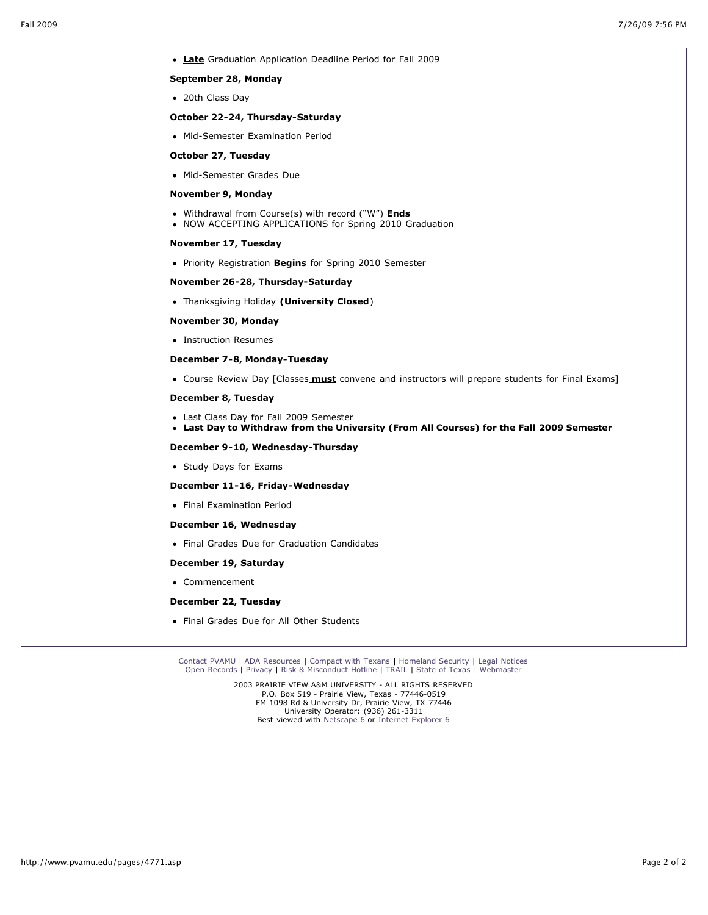- **Late** Graduation Application Deadline Period for Fall 2009

**September 28, Monday**

- 20th Class Day

**October 22-24, Thursday-Saturday**

- Mid-Semester Examination Period

**October 27, Tuesday**

- Mid-Semester Grades Due

**November 9, Monday**

- Withdrawal from Course(s) with record ("W") **Ends**
- NOW ACCEPTING APPLICATIONS for Spring 2010 Graduation

**November 17, Tuesday**

- Priority Registration **Begins** for Spring 2010 Semester

**November 26-28, Thursday-Saturday**

- Thanksgiving Holiday **(University Closed**)

**November 30, Monday**

- Instruction Resumes

**December 7-8, Monday-Tuesday**

- Course Review Day [Classes **must** convene and instructors will prepare students for Final Exams]

**December 8, Tuesday**

- Last Class Day for Fall 2009 Semester
- **Last Day to Withdraw from the University (From All Courses) for the Fall 2009 Semester**

**December 9-10, Wednesday-Thursday**

- Study Days for Exams

**December 11-16, Friday-Wednesday**

- Final Examination Period

**December 16, Wednesday**

- Final Grades Due for Graduation Candidates

**December 19, Saturday**

- Commencement

**December 22, Tuesday**

- Final Grades Due for All Other Students

---

Contact PVAMU | ADA Resources | Compact with Texans | Homeland Security | Legal Notices
Open Records | Privacy | Risk & Misconduct Hotline | TRAIL | State of Texas | Webmaster

2003 PRAIRIE VIEW A&M UNIVERSITY - ALL RIGHTS RESERVED
P.O. Box 519 - Prairie View, Texas - 77446-0519
FM 1098 Rd & University Dr, Prairie View, TX 77446
University Operator: (936) 261-3311
Best viewed with Netscape 6 or Internet Explorer 6